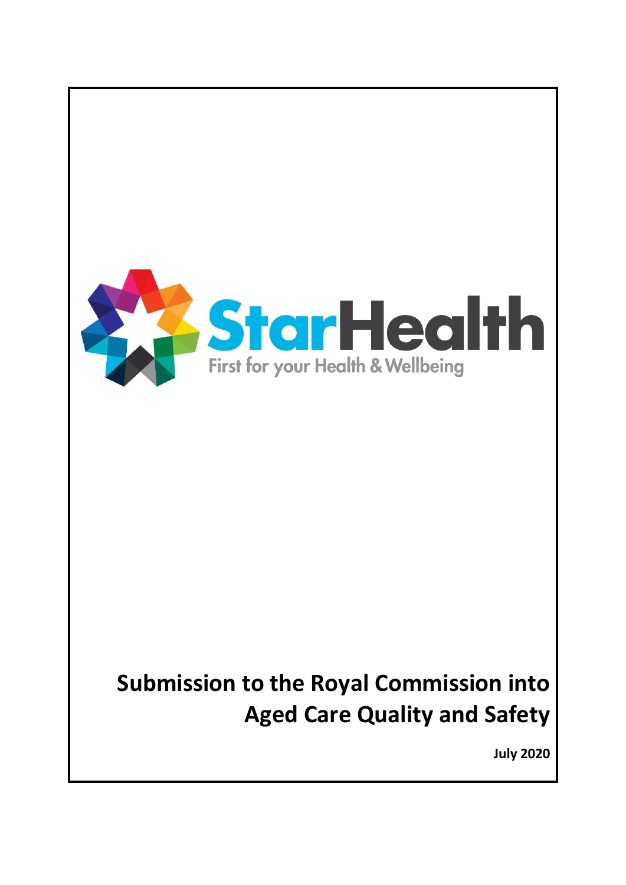StarHealth

First for your Health & Wellbeing

# Submission to the Royal Commission into Aged Care Quality and Safety

**July 2020**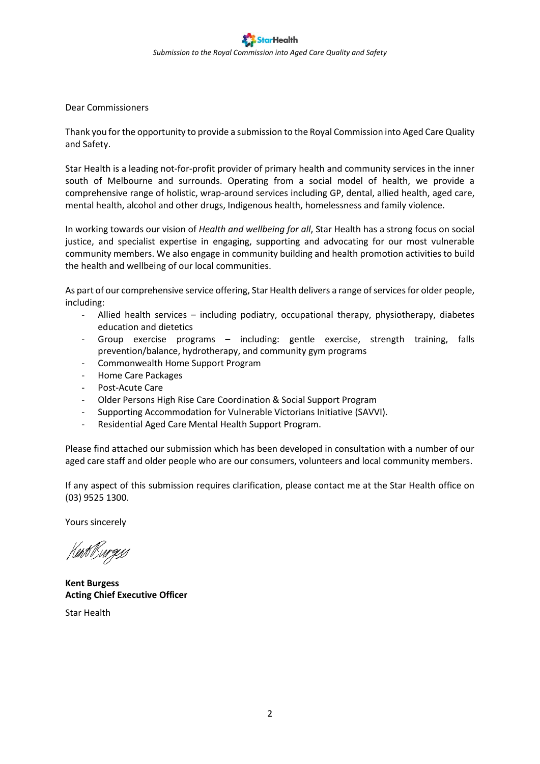Dear Commissioners

Thank you for the opportunity to provide a submission to the Royal Commission into Aged Care Quality and Safety.

Star Health is a leading not-for-profit provider of primary health and community services in the inner south of Melbourne and surrounds. Operating from a social model of health, we provide a comprehensive range of holistic, wrap-around services including GP, dental, allied health, aged care, mental health, alcohol and other drugs, Indigenous health, homelessness and family violence.

In working towards our vision of *Health and wellbeing for all*, Star Health has a strong focus on social justice, and specialist expertise in engaging, supporting and advocating for our most vulnerable community members. We also engage in community building and health promotion activities to build the health and wellbeing of our local communities.

As part of our comprehensive service offering, Star Health delivers a range of services for older people, including:

- Allied health services – including podiatry, occupational therapy, physiotherapy, diabetes education and dietetics
- Group exercise programs – including: gentle exercise, strength training, falls prevention/balance, hydrotherapy, and community gym programs
- Commonwealth Home Support Program
- Home Care Packages
- Post-Acute Care
- Older Persons High Rise Care Coordination & Social Support Program
- Supporting Accommodation for Vulnerable Victorians Initiative (SAVVI).
- Residential Aged Care Mental Health Support Program.

Please find attached our submission which has been developed in consultation with a number of our aged care staff and older people who are our consumers, volunteers and local community members.

If any aspect of this submission requires clarification, please contact me at the Star Health office on (03) 9525 1300.

Yours sincerely

**Kent Burgess**
**Acting Chief Executive Officer**

Star Health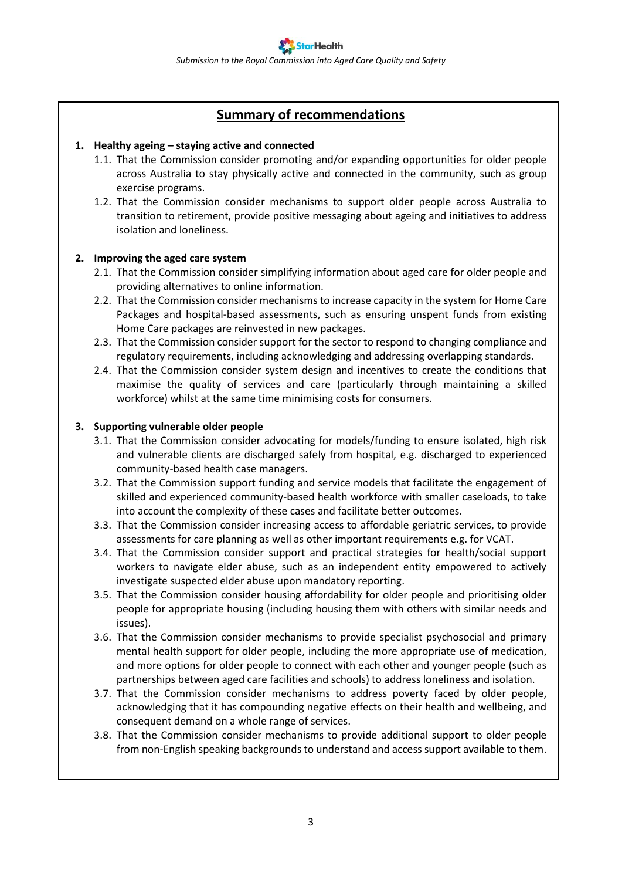## Summary of recommendations

**1. Healthy ageing – staying active and connected**

1.1. That the Commission consider promoting and/or expanding opportunities for older people across Australia to stay physically active and connected in the community, such as group exercise programs.

1.2. That the Commission consider mechanisms to support older people across Australia to transition to retirement, provide positive messaging about ageing and initiatives to address isolation and loneliness.

**2. Improving the aged care system**

2.1. That the Commission consider simplifying information about aged care for older people and providing alternatives to online information.

2.2. That the Commission consider mechanisms to increase capacity in the system for Home Care Packages and hospital-based assessments, such as ensuring unspent funds from existing Home Care packages are reinvested in new packages.

2.3. That the Commission consider support for the sector to respond to changing compliance and regulatory requirements, including acknowledging and addressing overlapping standards.

2.4. That the Commission consider system design and incentives to create the conditions that maximise the quality of services and care (particularly through maintaining a skilled workforce) whilst at the same time minimising costs for consumers.

**3. Supporting vulnerable older people**

3.1. That the Commission consider advocating for models/funding to ensure isolated, high risk and vulnerable clients are discharged safely from hospital, e.g. discharged to experienced community-based health case managers.

3.2. That the Commission support funding and service models that facilitate the engagement of skilled and experienced community-based health workforce with smaller caseloads, to take into account the complexity of these cases and facilitate better outcomes.

3.3. That the Commission consider increasing access to affordable geriatric services, to provide assessments for care planning as well as other important requirements e.g. for VCAT.

3.4. That the Commission consider support and practical strategies for health/social support workers to navigate elder abuse, such as an independent entity empowered to actively investigate suspected elder abuse upon mandatory reporting.

3.5. That the Commission consider housing affordability for older people and prioritising older people for appropriate housing (including housing them with others with similar needs and issues).

3.6. That the Commission consider mechanisms to provide specialist psychosocial and primary mental health support for older people, including the more appropriate use of medication, and more options for older people to connect with each other and younger people (such as partnerships between aged care facilities and schools) to address loneliness and isolation.

3.7. That the Commission consider mechanisms to address poverty faced by older people, acknowledging that it has compounding negative effects on their health and wellbeing, and consequent demand on a whole range of services.

3.8. That the Commission consider mechanisms to provide additional support to older people from non-English speaking backgrounds to understand and access support available to them.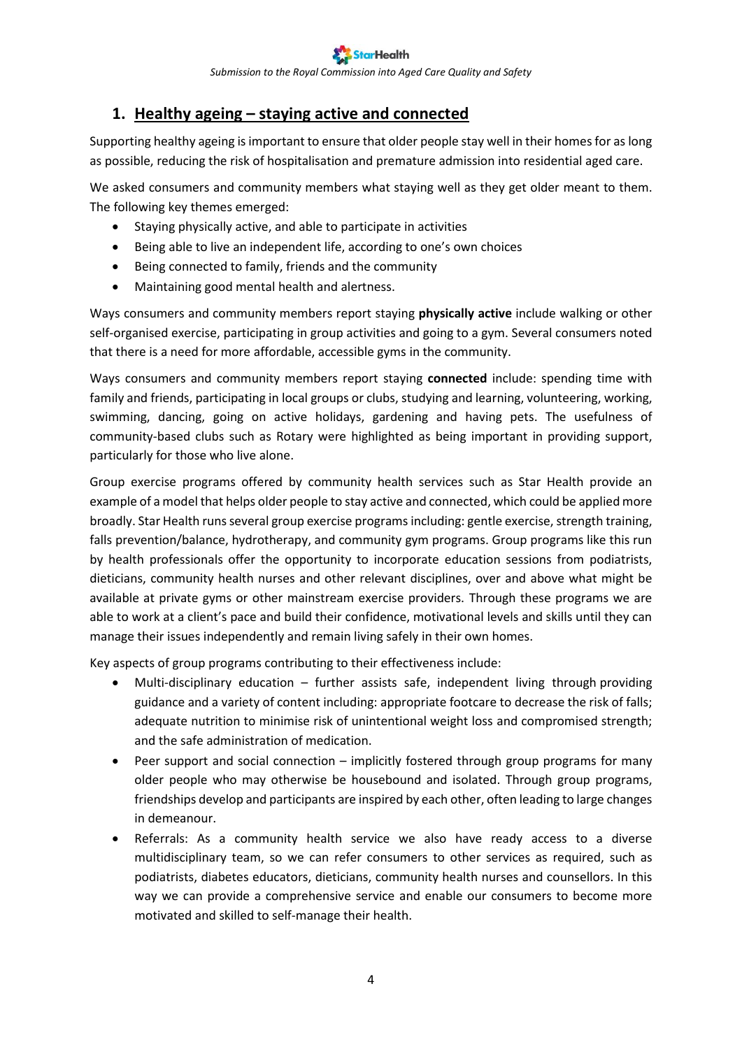## 1. Healthy ageing – staying active and connected

Supporting healthy ageing is important to ensure that older people stay well in their homes for as long as possible, reducing the risk of hospitalisation and premature admission into residential aged care.

We asked consumers and community members what staying well as they get older meant to them. The following key themes emerged:

- Staying physically active, and able to participate in activities
- Being able to live an independent life, according to one's own choices
- Being connected to family, friends and the community
- Maintaining good mental health and alertness.

Ways consumers and community members report staying **physically active** include walking or other self-organised exercise, participating in group activities and going to a gym. Several consumers noted that there is a need for more affordable, accessible gyms in the community.

Ways consumers and community members report staying **connected** include: spending time with family and friends, participating in local groups or clubs, studying and learning, volunteering, working, swimming, dancing, going on active holidays, gardening and having pets. The usefulness of community-based clubs such as Rotary were highlighted as being important in providing support, particularly for those who live alone.

Group exercise programs offered by community health services such as Star Health provide an example of a model that helps older people to stay active and connected, which could be applied more broadly. Star Health runs several group exercise programs including: gentle exercise, strength training, falls prevention/balance, hydrotherapy, and community gym programs. Group programs like this run by health professionals offer the opportunity to incorporate education sessions from podiatrists, dieticians, community health nurses and other relevant disciplines, over and above what might be available at private gyms or other mainstream exercise providers. Through these programs we are able to work at a client's pace and build their confidence, motivational levels and skills until they can manage their issues independently and remain living safely in their own homes.

Key aspects of group programs contributing to their effectiveness include:

- Multi-disciplinary education – further assists safe, independent living through providing guidance and a variety of content including: appropriate footcare to decrease the risk of falls; adequate nutrition to minimise risk of unintentional weight loss and compromised strength; and the safe administration of medication.
- Peer support and social connection – implicitly fostered through group programs for many older people who may otherwise be housebound and isolated. Through group programs, friendships develop and participants are inspired by each other, often leading to large changes in demeanour.
- Referrals: As a community health service we also have ready access to a diverse multidisciplinary team, so we can refer consumers to other services as required, such as podiatrists, diabetes educators, dieticians, community health nurses and counsellors. In this way we can provide a comprehensive service and enable our consumers to become more motivated and skilled to self-manage their health.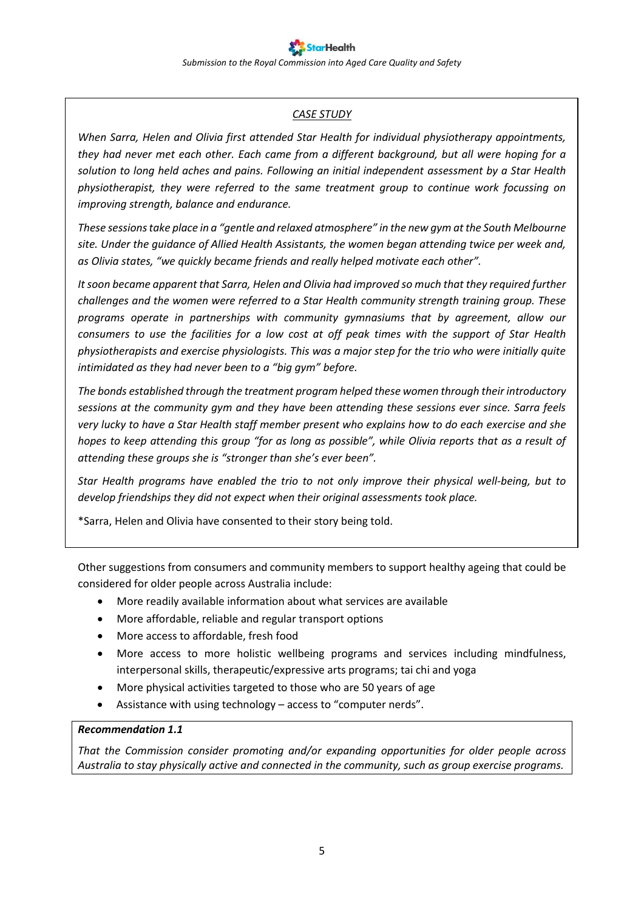*CASE STUDY*

*When Sarra, Helen and Olivia first attended Star Health for individual physiotherapy appointments, they had never met each other. Each came from a different background, but all were hoping for a solution to long held aches and pains. Following an initial independent assessment by a Star Health physiotherapist, they were referred to the same treatment group to continue work focussing on improving strength, balance and endurance.*

*These sessions take place in a "gentle and relaxed atmosphere" in the new gym at the South Melbourne site. Under the guidance of Allied Health Assistants, the women began attending twice per week and, as Olivia states, "we quickly became friends and really helped motivate each other".*

*It soon became apparent that Sarra, Helen and Olivia had improved so much that they required further challenges and the women were referred to a Star Health community strength training group. These programs operate in partnerships with community gymnasiums that by agreement, allow our consumers to use the facilities for a low cost at off peak times with the support of Star Health physiotherapists and exercise physiologists. This was a major step for the trio who were initially quite intimidated as they had never been to a "big gym" before.*

*The bonds established through the treatment program helped these women through their introductory sessions at the community gym and they have been attending these sessions ever since. Sarra feels very lucky to have a Star Health staff member present who explains how to do each exercise and she hopes to keep attending this group "for as long as possible", while Olivia reports that as a result of attending these groups she is "stronger than she's ever been".*

*Star Health programs have enabled the trio to not only improve their physical well-being, but to develop friendships they did not expect when their original assessments took place.*

*Sarra, Helen and Olivia have consented to their story being told.

Other suggestions from consumers and community members to support healthy ageing that could be considered for older people across Australia include:

- More readily available information about what services are available
- More affordable, reliable and regular transport options
- More access to affordable, fresh food
- More access to more holistic wellbeing programs and services including mindfulness, interpersonal skills, therapeutic/expressive arts programs; tai chi and yoga
- More physical activities targeted to those who are 50 years of age
- Assistance with using technology – access to "computer nerds".

***Recommendation 1.1***

*That the Commission consider promoting and/or expanding opportunities for older people across Australia to stay physically active and connected in the community, such as group exercise programs.*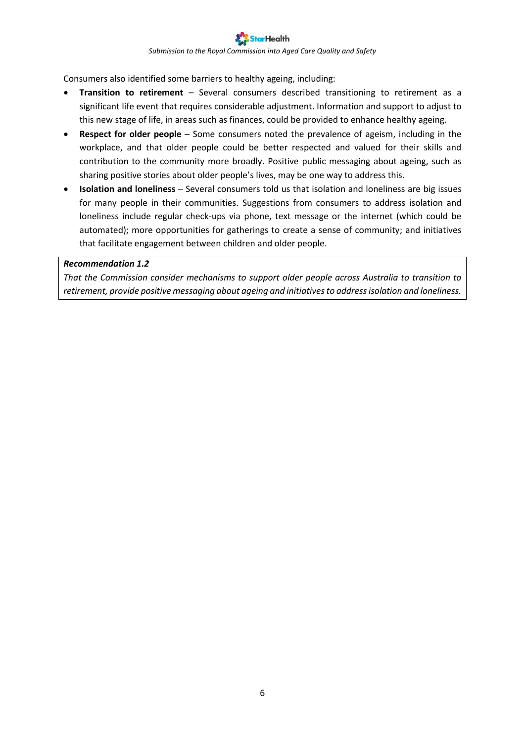Consumers also identified some barriers to healthy ageing, including:

- **Transition to retirement** – Several consumers described transitioning to retirement as a significant life event that requires considerable adjustment. Information and support to adjust to this new stage of life, in areas such as finances, could be provided to enhance healthy ageing.
- **Respect for older people** – Some consumers noted the prevalence of ageism, including in the workplace, and that older people could be better respected and valued for their skills and contribution to the community more broadly. Positive public messaging about ageing, such as sharing positive stories about older people's lives, may be one way to address this.
- **Isolation and loneliness** – Several consumers told us that isolation and loneliness are big issues for many people in their communities. Suggestions from consumers to address isolation and loneliness include regular check-ups via phone, text message or the internet (which could be automated); more opportunities for gatherings to create a sense of community; and initiatives that facilitate engagement between children and older people.

***Recommendation 1.2***

*That the Commission consider mechanisms to support older people across Australia to transition to retirement, provide positive messaging about ageing and initiatives to address isolation and loneliness.*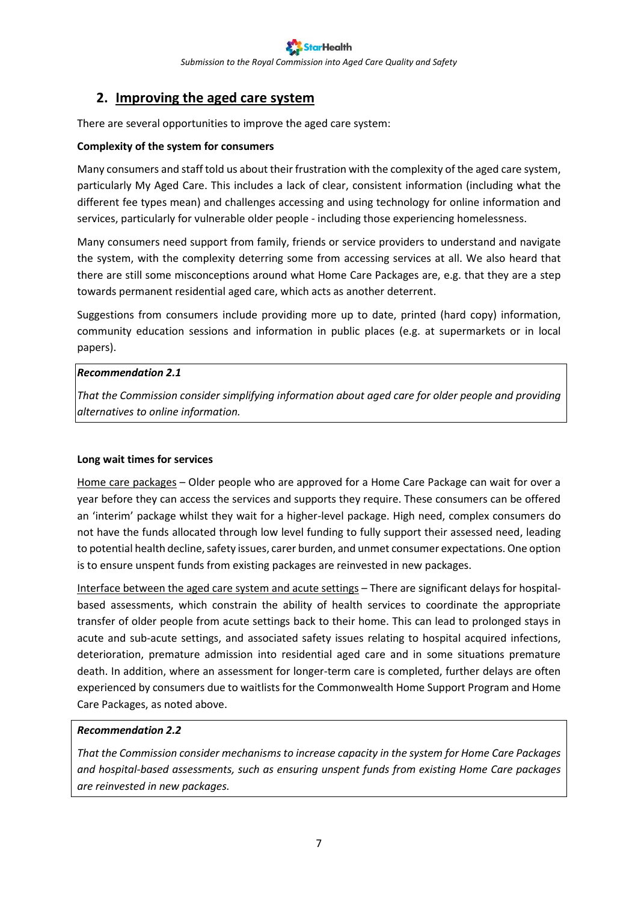## 2. Improving the aged care system

There are several opportunities to improve the aged care system:

**Complexity of the system for consumers**

Many consumers and staff told us about their frustration with the complexity of the aged care system, particularly My Aged Care. This includes a lack of clear, consistent information (including what the different fee types mean) and challenges accessing and using technology for online information and services, particularly for vulnerable older people - including those experiencing homelessness.

Many consumers need support from family, friends or service providers to understand and navigate the system, with the complexity deterring some from accessing services at all. We also heard that there are still some misconceptions around what Home Care Packages are, e.g. that they are a step towards permanent residential aged care, which acts as another deterrent.

Suggestions from consumers include providing more up to date, printed (hard copy) information, community education sessions and information in public places (e.g. at supermarkets or in local papers).

> ***Recommendation 2.1***
>
> *That the Commission consider simplifying information about aged care for older people and providing alternatives to online information.*

**Long wait times for services**

Home care packages – Older people who are approved for a Home Care Package can wait for over a year before they can access the services and supports they require. These consumers can be offered an 'interim' package whilst they wait for a higher-level package. High need, complex consumers do not have the funds allocated through low level funding to fully support their assessed need, leading to potential health decline, safety issues, carer burden, and unmet consumer expectations. One option is to ensure unspent funds from existing packages are reinvested in new packages.

Interface between the aged care system and acute settings – There are significant delays for hospital-based assessments, which constrain the ability of health services to coordinate the appropriate transfer of older people from acute settings back to their home. This can lead to prolonged stays in acute and sub-acute settings, and associated safety issues relating to hospital acquired infections, deterioration, premature admission into residential aged care and in some situations premature death. In addition, where an assessment for longer-term care is completed, further delays are often experienced by consumers due to waitlists for the Commonwealth Home Support Program and Home Care Packages, as noted above.

> ***Recommendation 2.2***
>
> *That the Commission consider mechanisms to increase capacity in the system for Home Care Packages and hospital-based assessments, such as ensuring unspent funds from existing Home Care packages are reinvested in new packages.*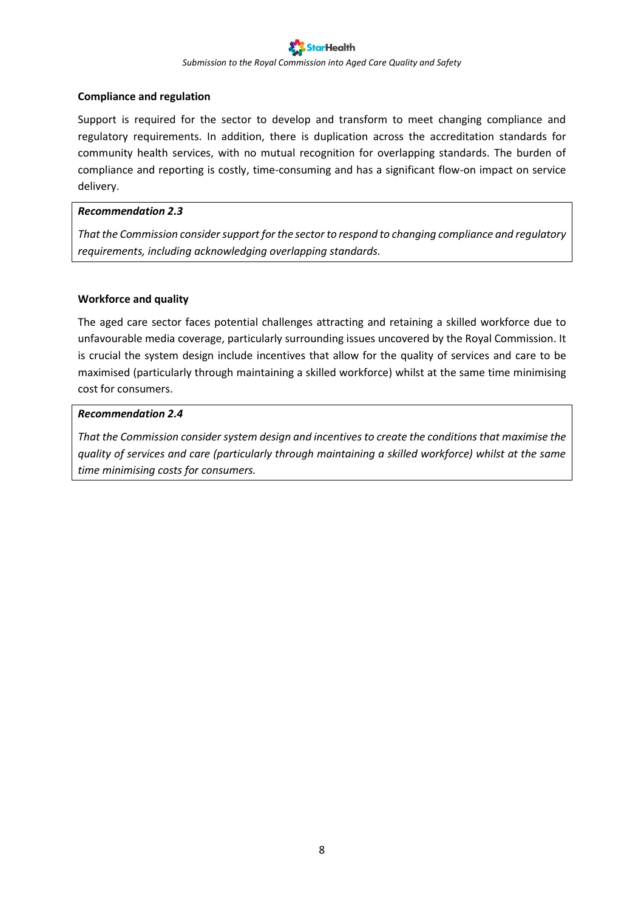**Compliance and regulation**

Support is required for the sector to develop and transform to meet changing compliance and regulatory requirements. In addition, there is duplication across the accreditation standards for community health services, with no mutual recognition for overlapping standards. The burden of compliance and reporting is costly, time-consuming and has a significant flow-on impact on service delivery.

> ***Recommendation 2.3***
>
> *That the Commission consider support for the sector to respond to changing compliance and regulatory requirements, including acknowledging overlapping standards.*

**Workforce and quality**

The aged care sector faces potential challenges attracting and retaining a skilled workforce due to unfavourable media coverage, particularly surrounding issues uncovered by the Royal Commission. It is crucial the system design include incentives that allow for the quality of services and care to be maximised (particularly through maintaining a skilled workforce) whilst at the same time minimising cost for consumers.

> ***Recommendation 2.4***
>
> *That the Commission consider system design and incentives to create the conditions that maximise the quality of services and care (particularly through maintaining a skilled workforce) whilst at the same time minimising costs for consumers.*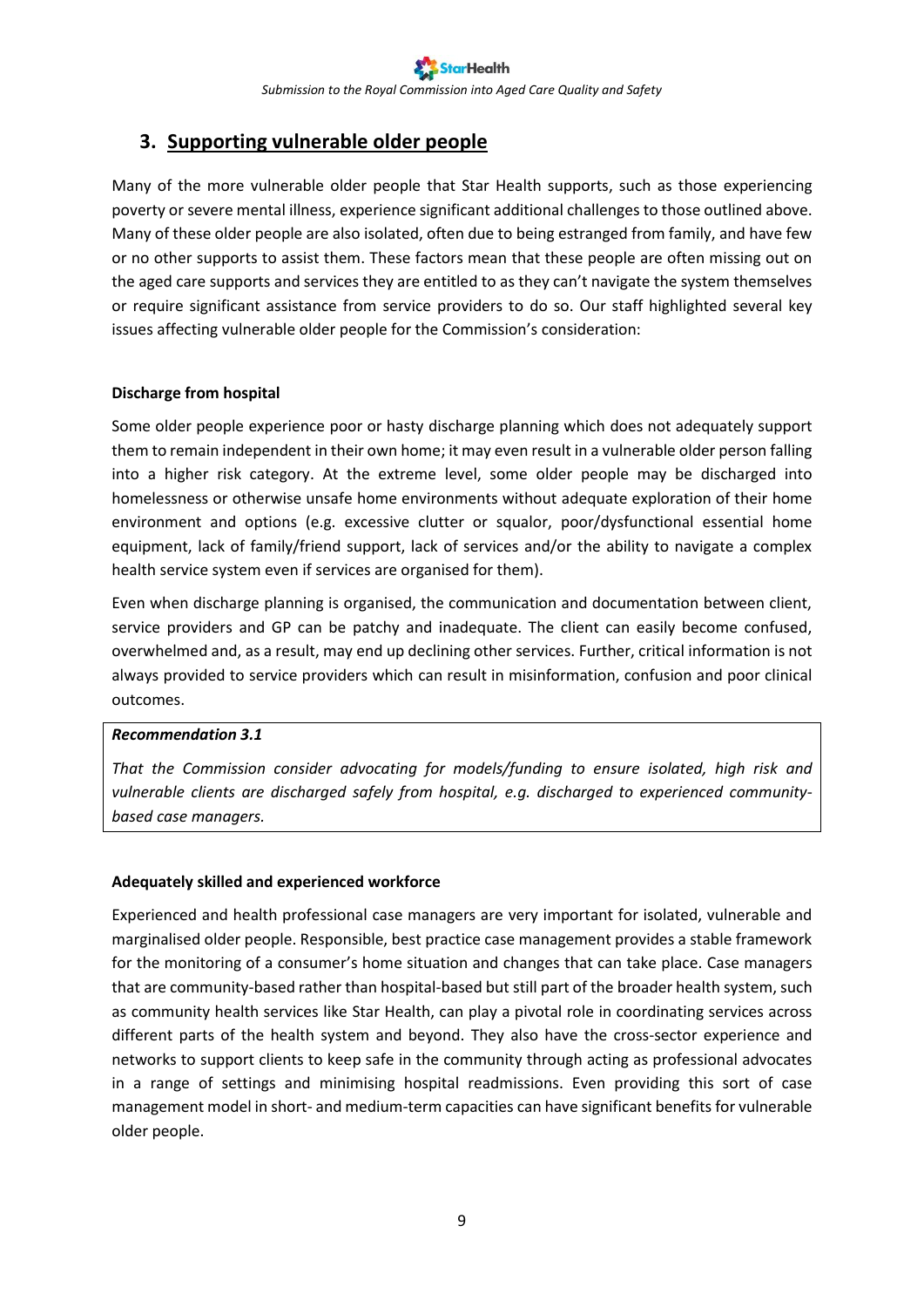## 3. Supporting vulnerable older people

Many of the more vulnerable older people that Star Health supports, such as those experiencing poverty or severe mental illness, experience significant additional challenges to those outlined above. Many of these older people are also isolated, often due to being estranged from family, and have few or no other supports to assist them. These factors mean that these people are often missing out on the aged care supports and services they are entitled to as they can't navigate the system themselves or require significant assistance from service providers to do so. Our staff highlighted several key issues affecting vulnerable older people for the Commission's consideration:

**Discharge from hospital**

Some older people experience poor or hasty discharge planning which does not adequately support them to remain independent in their own home; it may even result in a vulnerable older person falling into a higher risk category. At the extreme level, some older people may be discharged into homelessness or otherwise unsafe home environments without adequate exploration of their home environment and options (e.g. excessive clutter or squalor, poor/dysfunctional essential home equipment, lack of family/friend support, lack of services and/or the ability to navigate a complex health service system even if services are organised for them).

Even when discharge planning is organised, the communication and documentation between client, service providers and GP can be patchy and inadequate. The client can easily become confused, overwhelmed and, as a result, may end up declining other services. Further, critical information is not always provided to service providers which can result in misinformation, confusion and poor clinical outcomes.

> ***Recommendation 3.1***
>
> *That the Commission consider advocating for models/funding to ensure isolated, high risk and vulnerable clients are discharged safely from hospital, e.g. discharged to experienced community-based case managers.*

**Adequately skilled and experienced workforce**

Experienced and health professional case managers are very important for isolated, vulnerable and marginalised older people. Responsible, best practice case management provides a stable framework for the monitoring of a consumer's home situation and changes that can take place. Case managers that are community-based rather than hospital-based but still part of the broader health system, such as community health services like Star Health, can play a pivotal role in coordinating services across different parts of the health system and beyond. They also have the cross-sector experience and networks to support clients to keep safe in the community through acting as professional advocates in a range of settings and minimising hospital readmissions. Even providing this sort of case management model in short- and medium-term capacities can have significant benefits for vulnerable older people.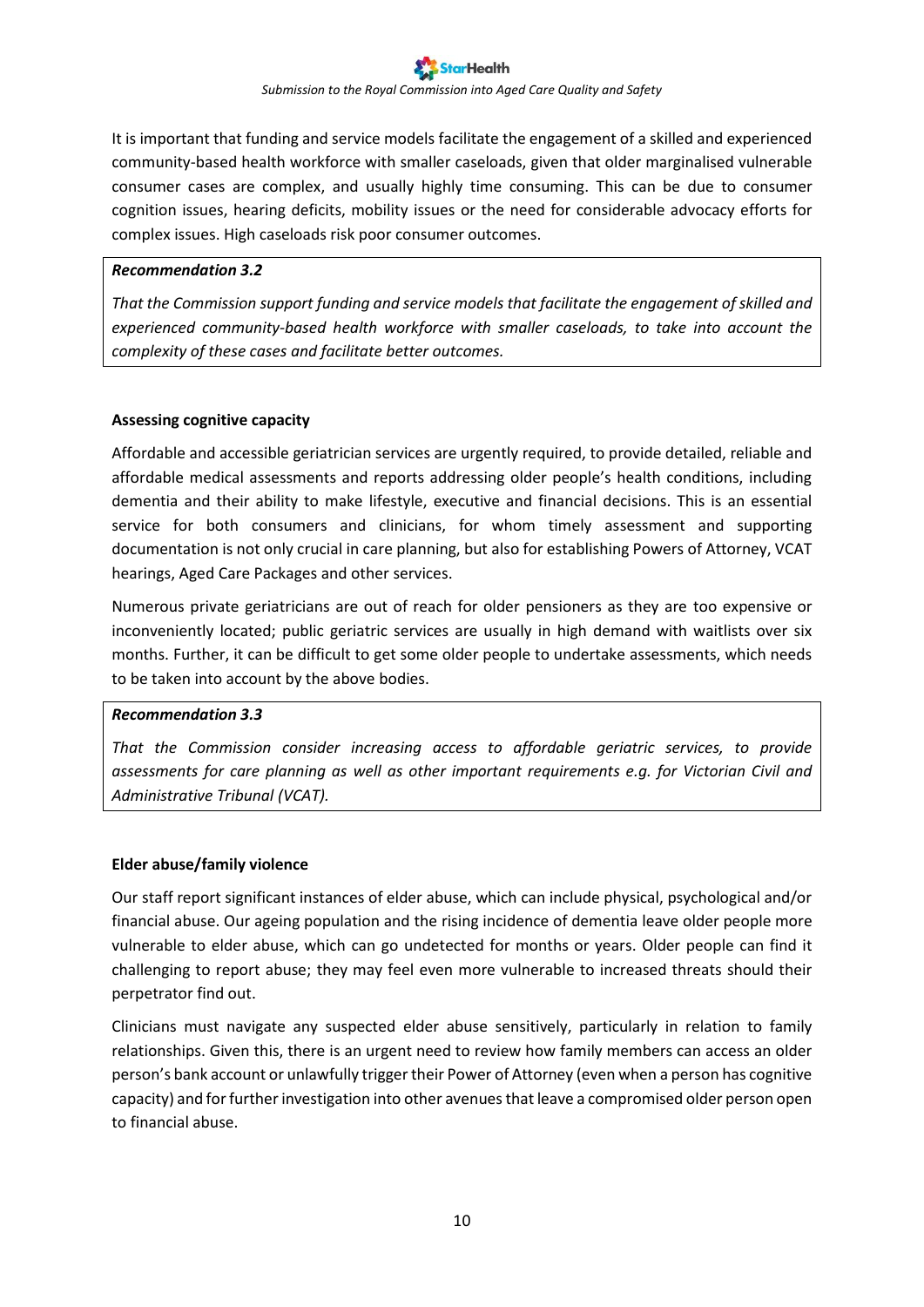It is important that funding and service models facilitate the engagement of a skilled and experienced community-based health workforce with smaller caseloads, given that older marginalised vulnerable consumer cases are complex, and usually highly time consuming. This can be due to consumer cognition issues, hearing deficits, mobility issues or the need for considerable advocacy efforts for complex issues. High caseloads risk poor consumer outcomes.

> ***Recommendation 3.2***
>
> *That the Commission support funding and service models that facilitate the engagement of skilled and experienced community-based health workforce with smaller caseloads, to take into account the complexity of these cases and facilitate better outcomes.*

**Assessing cognitive capacity**

Affordable and accessible geriatrician services are urgently required, to provide detailed, reliable and affordable medical assessments and reports addressing older people's health conditions, including dementia and their ability to make lifestyle, executive and financial decisions. This is an essential service for both consumers and clinicians, for whom timely assessment and supporting documentation is not only crucial in care planning, but also for establishing Powers of Attorney, VCAT hearings, Aged Care Packages and other services.

Numerous private geriatricians are out of reach for older pensioners as they are too expensive or inconveniently located; public geriatric services are usually in high demand with waitlists over six months. Further, it can be difficult to get some older people to undertake assessments, which needs to be taken into account by the above bodies.

> ***Recommendation 3.3***
>
> *That the Commission consider increasing access to affordable geriatric services, to provide assessments for care planning as well as other important requirements e.g. for Victorian Civil and Administrative Tribunal (VCAT).*

**Elder abuse/family violence**

Our staff report significant instances of elder abuse, which can include physical, psychological and/or financial abuse. Our ageing population and the rising incidence of dementia leave older people more vulnerable to elder abuse, which can go undetected for months or years. Older people can find it challenging to report abuse; they may feel even more vulnerable to increased threats should their perpetrator find out.

Clinicians must navigate any suspected elder abuse sensitively, particularly in relation to family relationships. Given this, there is an urgent need to review how family members can access an older person's bank account or unlawfully trigger their Power of Attorney (even when a person has cognitive capacity) and for further investigation into other avenues that leave a compromised older person open to financial abuse.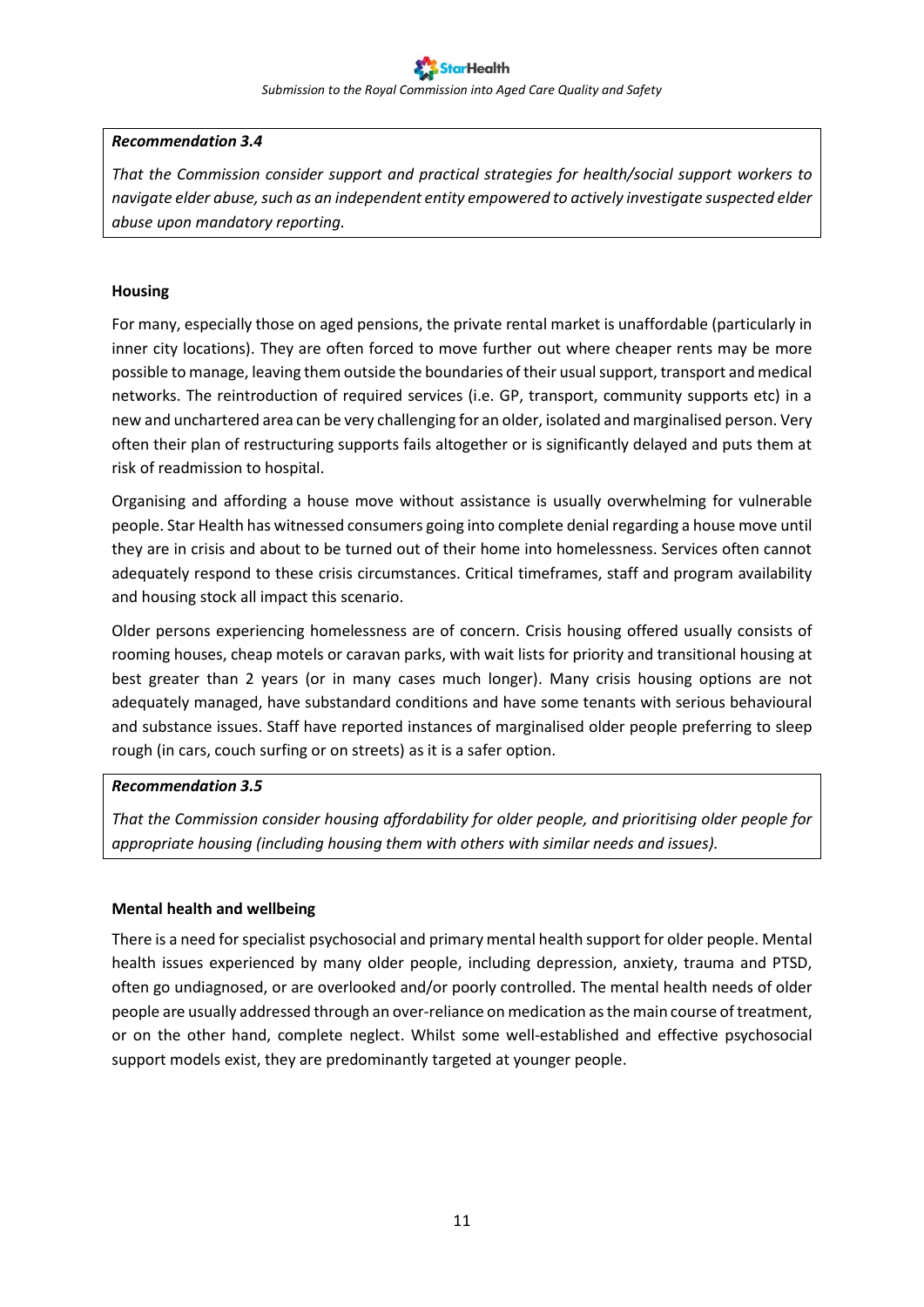***Recommendation 3.4***

*That the Commission consider support and practical strategies for health/social support workers to navigate elder abuse, such as an independent entity empowered to actively investigate suspected elder abuse upon mandatory reporting.*

**Housing**

For many, especially those on aged pensions, the private rental market is unaffordable (particularly in inner city locations). They are often forced to move further out where cheaper rents may be more possible to manage, leaving them outside the boundaries of their usual support, transport and medical networks. The reintroduction of required services (i.e. GP, transport, community supports etc) in a new and unchartered area can be very challenging for an older, isolated and marginalised person. Very often their plan of restructuring supports fails altogether or is significantly delayed and puts them at risk of readmission to hospital.

Organising and affording a house move without assistance is usually overwhelming for vulnerable people. Star Health has witnessed consumers going into complete denial regarding a house move until they are in crisis and about to be turned out of their home into homelessness. Services often cannot adequately respond to these crisis circumstances. Critical timeframes, staff and program availability and housing stock all impact this scenario.

Older persons experiencing homelessness are of concern. Crisis housing offered usually consists of rooming houses, cheap motels or caravan parks, with wait lists for priority and transitional housing at best greater than 2 years (or in many cases much longer). Many crisis housing options are not adequately managed, have substandard conditions and have some tenants with serious behavioural and substance issues. Staff have reported instances of marginalised older people preferring to sleep rough (in cars, couch surfing or on streets) as it is a safer option.

***Recommendation 3.5***

*That the Commission consider housing affordability for older people, and prioritising older people for appropriate housing (including housing them with others with similar needs and issues).*

**Mental health and wellbeing**

There is a need for specialist psychosocial and primary mental health support for older people. Mental health issues experienced by many older people, including depression, anxiety, trauma and PTSD, often go undiagnosed, or are overlooked and/or poorly controlled. The mental health needs of older people are usually addressed through an over-reliance on medication as the main course of treatment, or on the other hand, complete neglect. Whilst some well-established and effective psychosocial support models exist, they are predominantly targeted at younger people.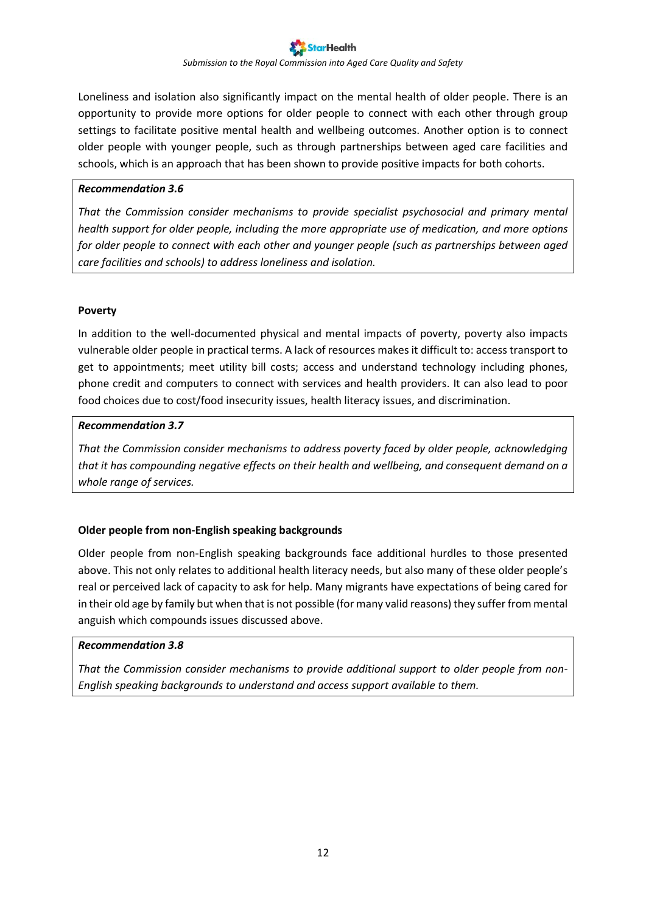Loneliness and isolation also significantly impact on the mental health of older people. There is an opportunity to provide more options for older people to connect with each other through group settings to facilitate positive mental health and wellbeing outcomes. Another option is to connect older people with younger people, such as through partnerships between aged care facilities and schools, which is an approach that has been shown to provide positive impacts for both cohorts.

> ***Recommendation 3.6***
>
> *That the Commission consider mechanisms to provide specialist psychosocial and primary mental health support for older people, including the more appropriate use of medication, and more options for older people to connect with each other and younger people (such as partnerships between aged care facilities and schools) to address loneliness and isolation.*

**Poverty**

In addition to the well-documented physical and mental impacts of poverty, poverty also impacts vulnerable older people in practical terms. A lack of resources makes it difficult to: access transport to get to appointments; meet utility bill costs; access and understand technology including phones, phone credit and computers to connect with services and health providers. It can also lead to poor food choices due to cost/food insecurity issues, health literacy issues, and discrimination.

> ***Recommendation 3.7***
>
> *That the Commission consider mechanisms to address poverty faced by older people, acknowledging that it has compounding negative effects on their health and wellbeing, and consequent demand on a whole range of services.*

**Older people from non-English speaking backgrounds**

Older people from non-English speaking backgrounds face additional hurdles to those presented above. This not only relates to additional health literacy needs, but also many of these older people's real or perceived lack of capacity to ask for help. Many migrants have expectations of being cared for in their old age by family but when that is not possible (for many valid reasons) they suffer from mental anguish which compounds issues discussed above.

> ***Recommendation 3.8***
>
> *That the Commission consider mechanisms to provide additional support to older people from non-English speaking backgrounds to understand and access support available to them.*